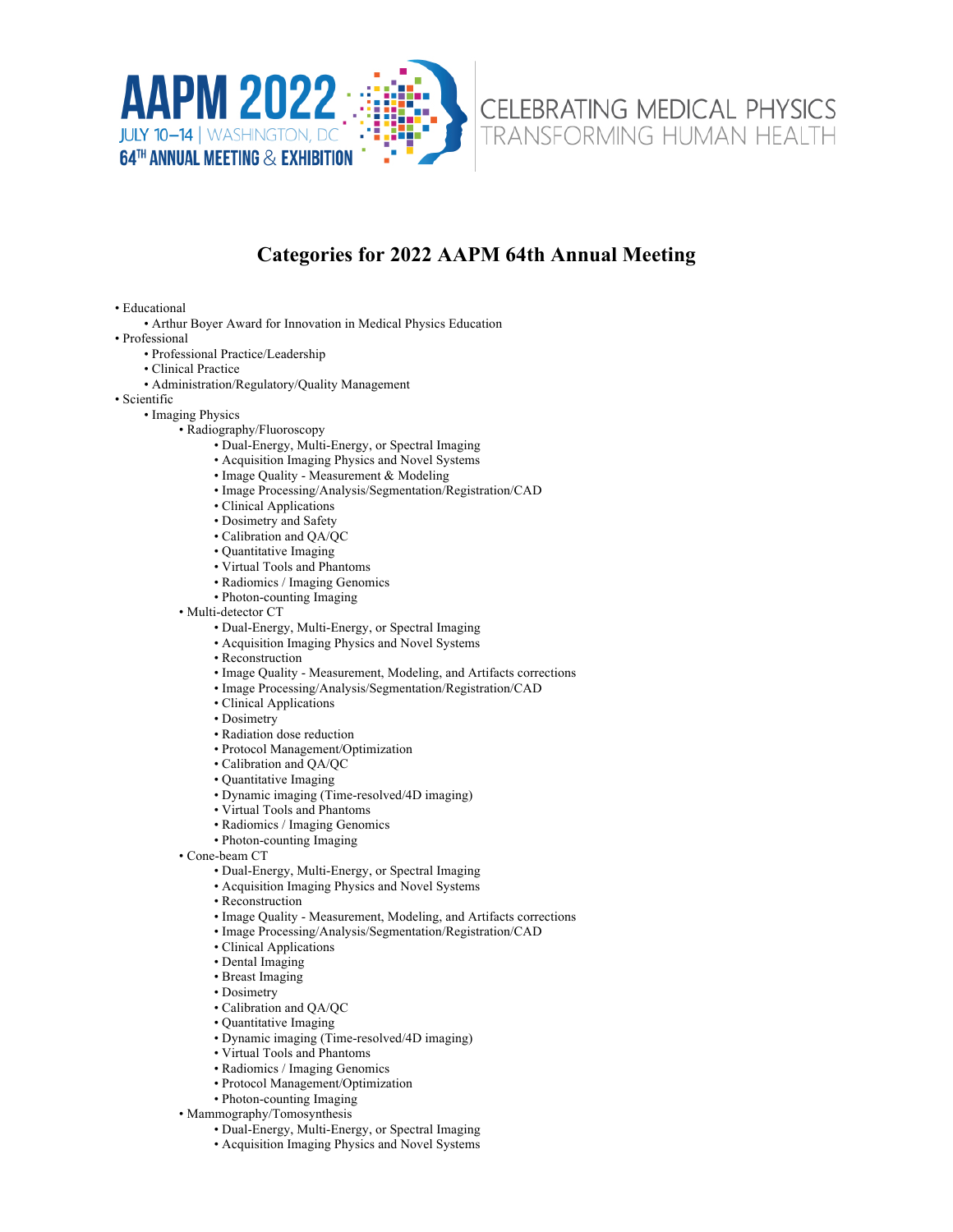AAPM 2022

JULY 10–14 | WASHINGTON, DC

64TH ANNUAL MEETING & EXHIBITION

CELEBRATING MEDICAL PHYSICS
TRANSFORMING HUMAN HEALTH

# Categories for 2022 AAPM 64th Annual Meeting

- Educational
  - Arthur Boyer Award for Innovation in Medical Physics Education
- Professional
  - Professional Practice/Leadership
  - Clinical Practice
  - Administration/Regulatory/Quality Management
- Scientific
  - Imaging Physics
    - Radiography/Fluoroscopy
      - Dual-Energy, Multi-Energy, or Spectral Imaging
      - Acquisition Imaging Physics and Novel Systems
      - Image Quality - Measurement & Modeling
      - Image Processing/Analysis/Segmentation/Registration/CAD
      - Clinical Applications
      - Dosimetry and Safety
      - Calibration and QA/QC
      - Quantitative Imaging
      - Virtual Tools and Phantoms
      - Radiomics / Imaging Genomics
      - Photon-counting Imaging
    - Multi-detector CT
      - Dual-Energy, Multi-Energy, or Spectral Imaging
      - Acquisition Imaging Physics and Novel Systems
      - Reconstruction
      - Image Quality - Measurement, Modeling, and Artifacts corrections
      - Image Processing/Analysis/Segmentation/Registration/CAD
      - Clinical Applications
      - Dosimetry
      - Radiation dose reduction
      - Protocol Management/Optimization
      - Calibration and QA/QC
      - Quantitative Imaging
      - Dynamic imaging (Time-resolved/4D imaging)
      - Virtual Tools and Phantoms
      - Radiomics / Imaging Genomics
      - Photon-counting Imaging
    - Cone-beam CT
      - Dual-Energy, Multi-Energy, or Spectral Imaging
      - Acquisition Imaging Physics and Novel Systems
      - Reconstruction
      - Image Quality - Measurement, Modeling, and Artifacts corrections
      - Image Processing/Analysis/Segmentation/Registration/CAD
      - Clinical Applications
      - Dental Imaging
      - Breast Imaging
      - Dosimetry
      - Calibration and QA/QC
      - Quantitative Imaging
      - Dynamic imaging (Time-resolved/4D imaging)
      - Virtual Tools and Phantoms
      - Radiomics / Imaging Genomics
      - Protocol Management/Optimization
      - Photon-counting Imaging
    - Mammography/Tomosynthesis
      - Dual-Energy, Multi-Energy, or Spectral Imaging
      - Acquisition Imaging Physics and Novel Systems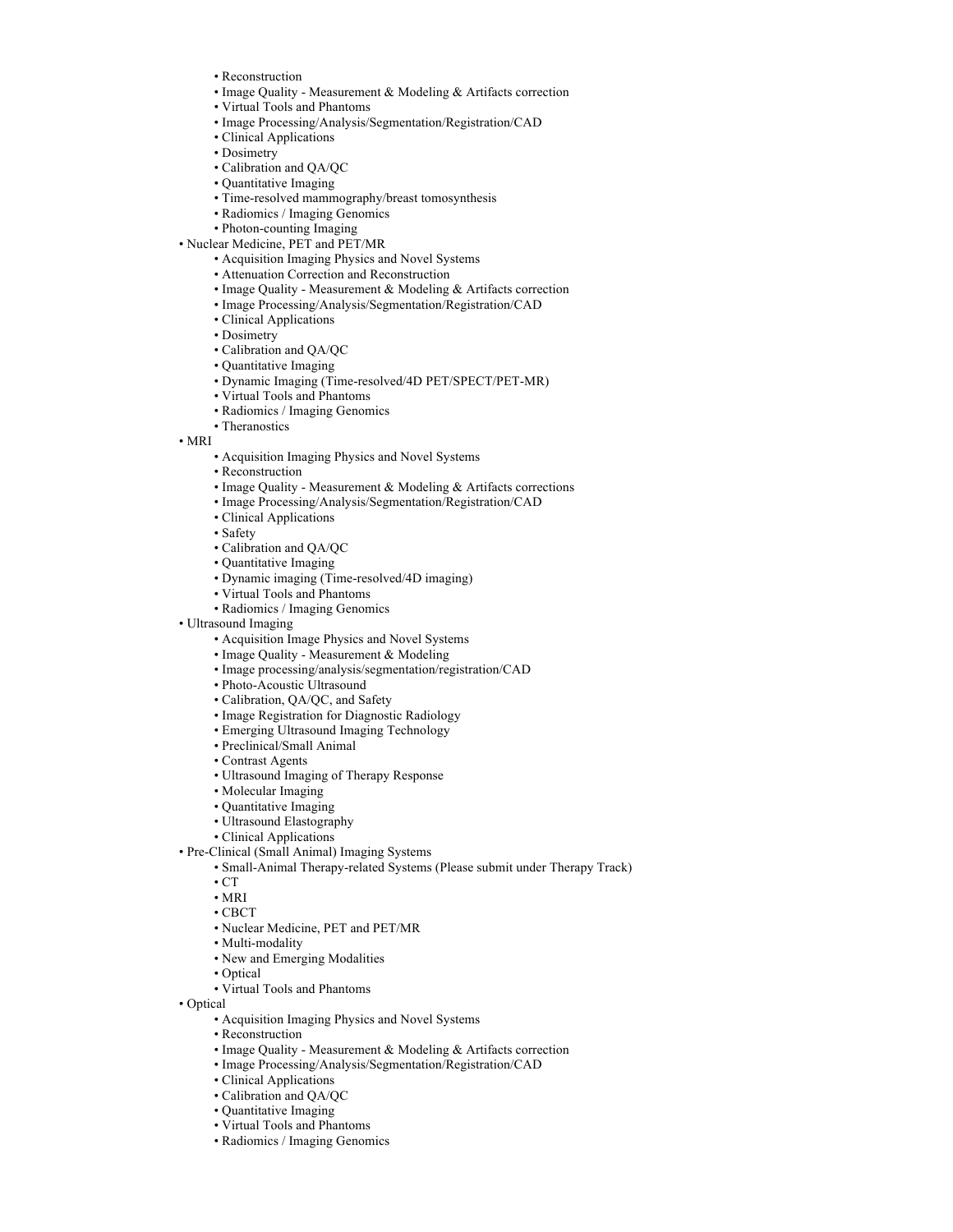- Reconstruction
  - Image Quality - Measurement & Modeling & Artifacts correction
  - Virtual Tools and Phantoms
  - Image Processing/Analysis/Segmentation/Registration/CAD
  - Clinical Applications
  - Dosimetry
  - Calibration and QA/QC
  - Quantitative Imaging
  - Time-resolved mammography/breast tomosynthesis
  - Radiomics / Imaging Genomics
  - Photon-counting Imaging
- Nuclear Medicine, PET and PET/MR
  - Acquisition Imaging Physics and Novel Systems
  - Attenuation Correction and Reconstruction
  - Image Quality - Measurement & Modeling & Artifacts correction
  - Image Processing/Analysis/Segmentation/Registration/CAD
  - Clinical Applications
  - Dosimetry
  - Calibration and QA/QC
  - Quantitative Imaging
  - Dynamic Imaging (Time-resolved/4D PET/SPECT/PET-MR)
  - Virtual Tools and Phantoms
  - Radiomics / Imaging Genomics
  - Theranostics
- MRI
  - Acquisition Imaging Physics and Novel Systems
  - Reconstruction
  - Image Quality - Measurement & Modeling & Artifacts corrections
  - Image Processing/Analysis/Segmentation/Registration/CAD
  - Clinical Applications
  - Safety
  - Calibration and QA/QC
  - Quantitative Imaging
  - Dynamic imaging (Time-resolved/4D imaging)
  - Virtual Tools and Phantoms
  - Radiomics / Imaging Genomics
- Ultrasound Imaging
  - Acquisition Image Physics and Novel Systems
  - Image Quality - Measurement & Modeling
  - Image processing/analysis/segmentation/registration/CAD
  - Photo-Acoustic Ultrasound
  - Calibration, QA/QC, and Safety
  - Image Registration for Diagnostic Radiology
  - Emerging Ultrasound Imaging Technology
  - Preclinical/Small Animal
  - Contrast Agents
  - Ultrasound Imaging of Therapy Response
  - Molecular Imaging
  - Quantitative Imaging
  - Ultrasound Elastography
  - Clinical Applications
- Pre-Clinical (Small Animal) Imaging Systems
  - Small-Animal Therapy-related Systems (Please submit under Therapy Track)
  - CT
  - MRI
  - CBCT
  - Nuclear Medicine, PET and PET/MR
  - Multi-modality
  - New and Emerging Modalities
  - Optical
  - Virtual Tools and Phantoms
- Optical
  - Acquisition Imaging Physics and Novel Systems
  - Reconstruction
  - Image Quality - Measurement & Modeling & Artifacts correction
  - Image Processing/Analysis/Segmentation/Registration/CAD
  - Clinical Applications
  - Calibration and QA/QC
  - Quantitative Imaging
  - Virtual Tools and Phantoms
  - Radiomics / Imaging Genomics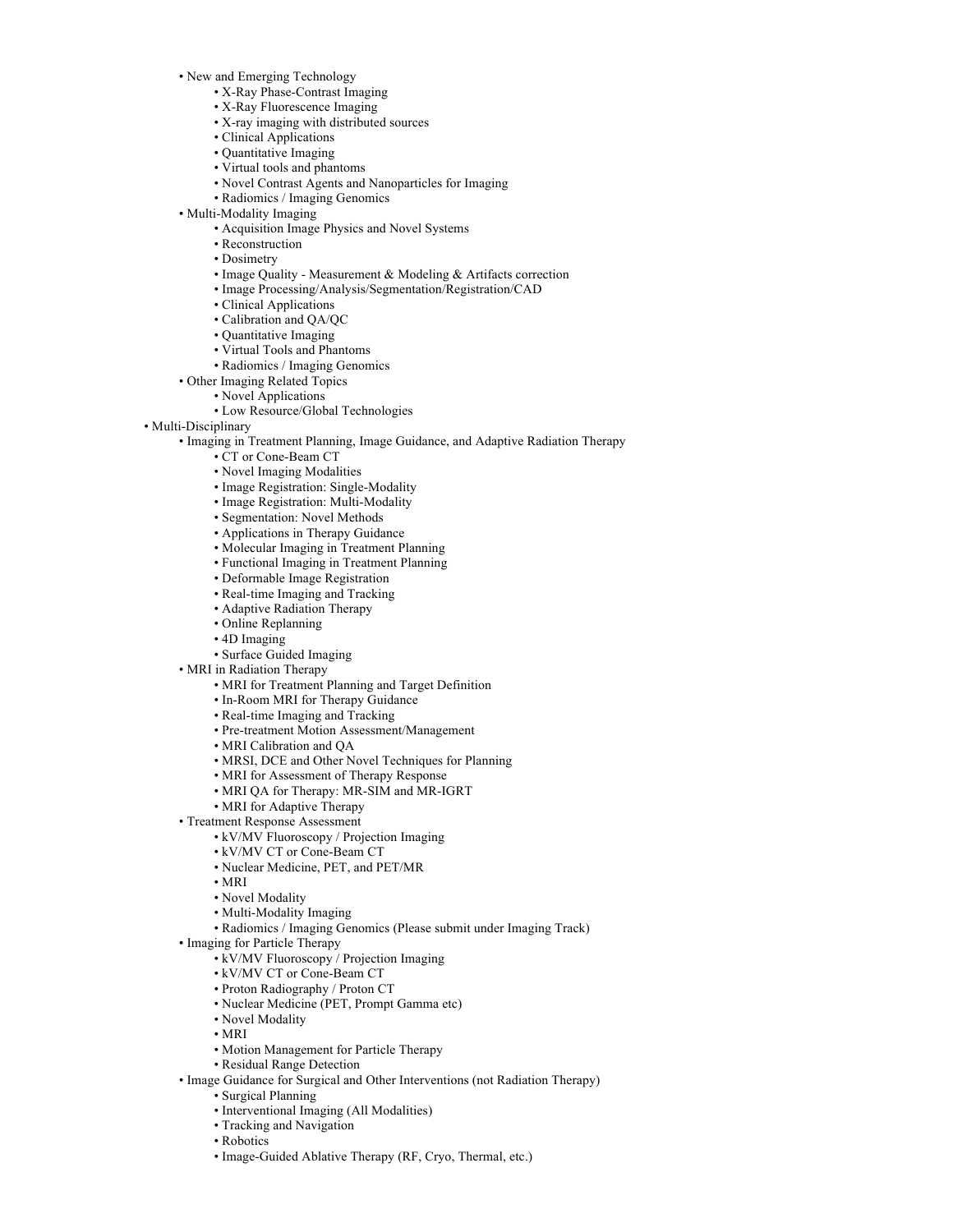- New and Emerging Technology
    - X-Ray Phase-Contrast Imaging
    - X-Ray Fluorescence Imaging
    - X-ray imaging with distributed sources
    - Clinical Applications
    - Quantitative Imaging
    - Virtual tools and phantoms
    - Novel Contrast Agents and Nanoparticles for Imaging
    - Radiomics / Imaging Genomics
- Multi-Modality Imaging
    - Acquisition Image Physics and Novel Systems
    - Reconstruction
    - Dosimetry
    - Image Quality - Measurement & Modeling & Artifacts correction
    - Image Processing/Analysis/Segmentation/Registration/CAD
    - Clinical Applications
    - Calibration and QA/QC
    - Quantitative Imaging
    - Virtual Tools and Phantoms
    - Radiomics / Imaging Genomics
- Other Imaging Related Topics
    - Novel Applications
    - Low Resource/Global Technologies

- Multi-Disciplinary
    - Imaging in Treatment Planning, Image Guidance, and Adaptive Radiation Therapy
        - CT or Cone-Beam CT
        - Novel Imaging Modalities
        - Image Registration: Single-Modality
        - Image Registration: Multi-Modality
        - Segmentation: Novel Methods
        - Applications in Therapy Guidance
        - Molecular Imaging in Treatment Planning
        - Functional Imaging in Treatment Planning
        - Deformable Image Registration
        - Real-time Imaging and Tracking
        - Adaptive Radiation Therapy
        - Online Replanning
        - 4D Imaging
        - Surface Guided Imaging
    - MRI in Radiation Therapy
        - MRI for Treatment Planning and Target Definition
        - In-Room MRI for Therapy Guidance
        - Real-time Imaging and Tracking
        - Pre-treatment Motion Assessment/Management
        - MRI Calibration and QA
        - MRSI, DCE and Other Novel Techniques for Planning
        - MRI for Assessment of Therapy Response
        - MRI QA for Therapy: MR-SIM and MR-IGRT
        - MRI for Adaptive Therapy
    - Treatment Response Assessment
        - kV/MV Fluoroscopy / Projection Imaging
        - kV/MV CT or Cone-Beam CT
        - Nuclear Medicine, PET, and PET/MR
        - MRI
        - Novel Modality
        - Multi-Modality Imaging
        - Radiomics / Imaging Genomics (Please submit under Imaging Track)
    - Imaging for Particle Therapy
        - kV/MV Fluoroscopy / Projection Imaging
        - kV/MV CT or Cone-Beam CT
        - Proton Radiography / Proton CT
        - Nuclear Medicine (PET, Prompt Gamma etc)
        - Novel Modality
        - MRI
        - Motion Management for Particle Therapy
        - Residual Range Detection
    - Image Guidance for Surgical and Other Interventions (not Radiation Therapy)
        - Surgical Planning
        - Interventional Imaging (All Modalities)
        - Tracking and Navigation
        - Robotics
        - Image-Guided Ablative Therapy (RF, Cryo, Thermal, etc.)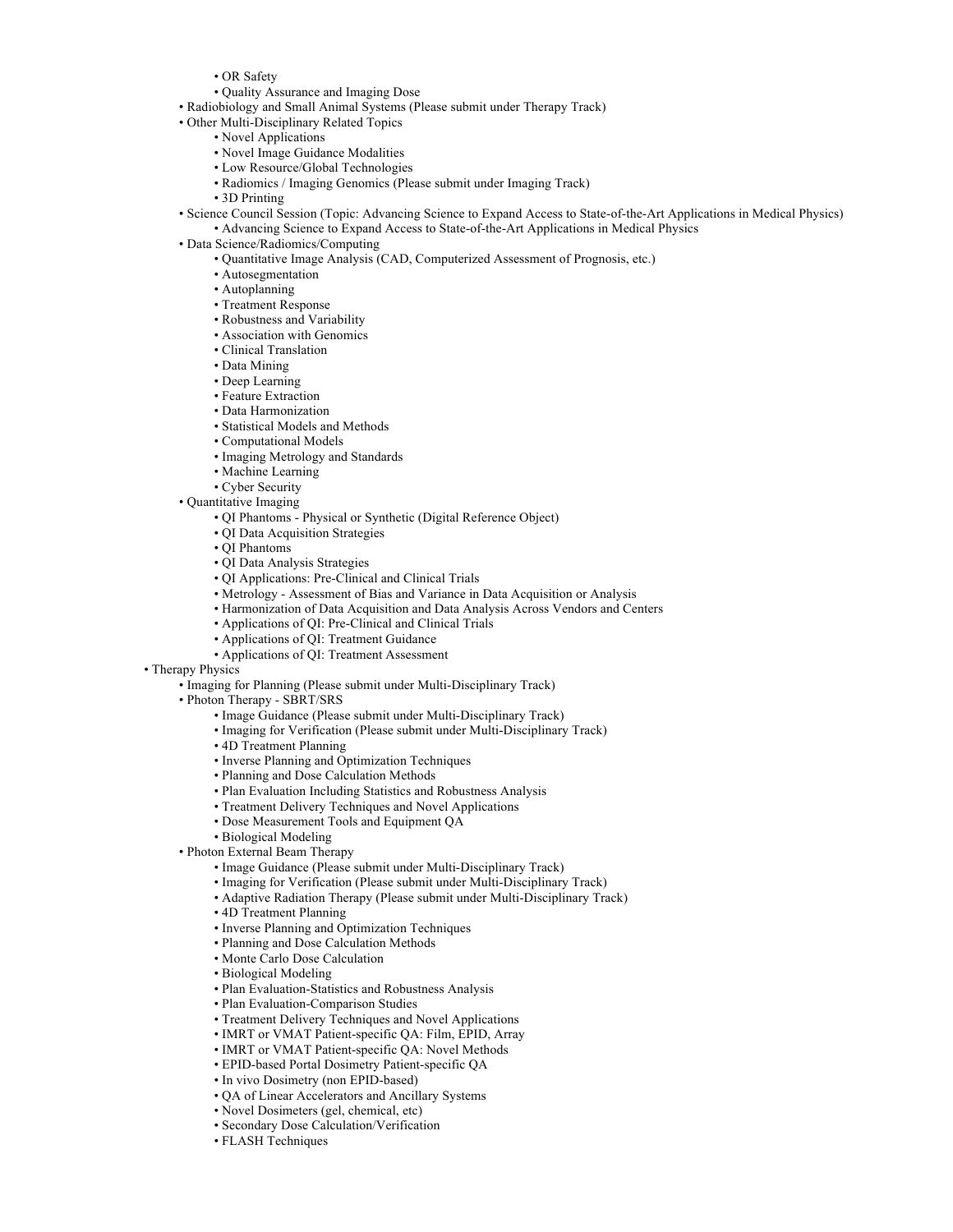- OR Safety
        - Quality Assurance and Imaging Dose
    - Radiobiology and Small Animal Systems (Please submit under Therapy Track)
    - Other Multi-Disciplinary Related Topics
        - Novel Applications
        - Novel Image Guidance Modalities
        - Low Resource/Global Technologies
        - Radiomics / Imaging Genomics (Please submit under Imaging Track)
        - 3D Printing
    - Science Council Session (Topic: Advancing Science to Expand Access to State-of-the-Art Applications in Medical Physics)
        - Advancing Science to Expand Access to State-of-the-Art Applications in Medical Physics
    - Data Science/Radiomics/Computing
        - Quantitative Image Analysis (CAD, Computerized Assessment of Prognosis, etc.)
        - Autosegmentation
        - Autoplanning
        - Treatment Response
        - Robustness and Variability
        - Association with Genomics
        - Clinical Translation
        - Data Mining
        - Deep Learning
        - Feature Extraction
        - Data Harmonization
        - Statistical Models and Methods
        - Computational Models
        - Imaging Metrology and Standards
        - Machine Learning
        - Cyber Security
    - Quantitative Imaging
        - QI Phantoms - Physical or Synthetic (Digital Reference Object)
        - QI Data Acquisition Strategies
        - QI Phantoms
        - QI Data Analysis Strategies
        - QI Applications: Pre-Clinical and Clinical Trials
        - Metrology - Assessment of Bias and Variance in Data Acquisition or Analysis
        - Harmonization of Data Acquisition and Data Analysis Across Vendors and Centers
        - Applications of QI: Pre-Clinical and Clinical Trials
        - Applications of QI: Treatment Guidance
        - Applications of QI: Treatment Assessment
- Therapy Physics
    - Imaging for Planning (Please submit under Multi-Disciplinary Track)
    - Photon Therapy - SBRT/SRS
        - Image Guidance (Please submit under Multi-Disciplinary Track)
        - Imaging for Verification (Please submit under Multi-Disciplinary Track)
        - 4D Treatment Planning
        - Inverse Planning and Optimization Techniques
        - Planning and Dose Calculation Methods
        - Plan Evaluation Including Statistics and Robustness Analysis
        - Treatment Delivery Techniques and Novel Applications
        - Dose Measurement Tools and Equipment QA
        - Biological Modeling
    - Photon External Beam Therapy
        - Image Guidance (Please submit under Multi-Disciplinary Track)
        - Imaging for Verification (Please submit under Multi-Disciplinary Track)
        - Adaptive Radiation Therapy (Please submit under Multi-Disciplinary Track)
        - 4D Treatment Planning
        - Inverse Planning and Optimization Techniques
        - Planning and Dose Calculation Methods
        - Monte Carlo Dose Calculation
        - Biological Modeling
        - Plan Evaluation-Statistics and Robustness Analysis
        - Plan Evaluation-Comparison Studies
        - Treatment Delivery Techniques and Novel Applications
        - IMRT or VMAT Patient-specific QA: Film, EPID, Array
        - IMRT or VMAT Patient-specific QA: Novel Methods
        - EPID-based Portal Dosimetry Patient-specific QA
        - In vivo Dosimetry (non EPID-based)
        - QA of Linear Accelerators and Ancillary Systems
        - Novel Dosimeters (gel, chemical, etc)
        - Secondary Dose Calculation/Verification
        - FLASH Techniques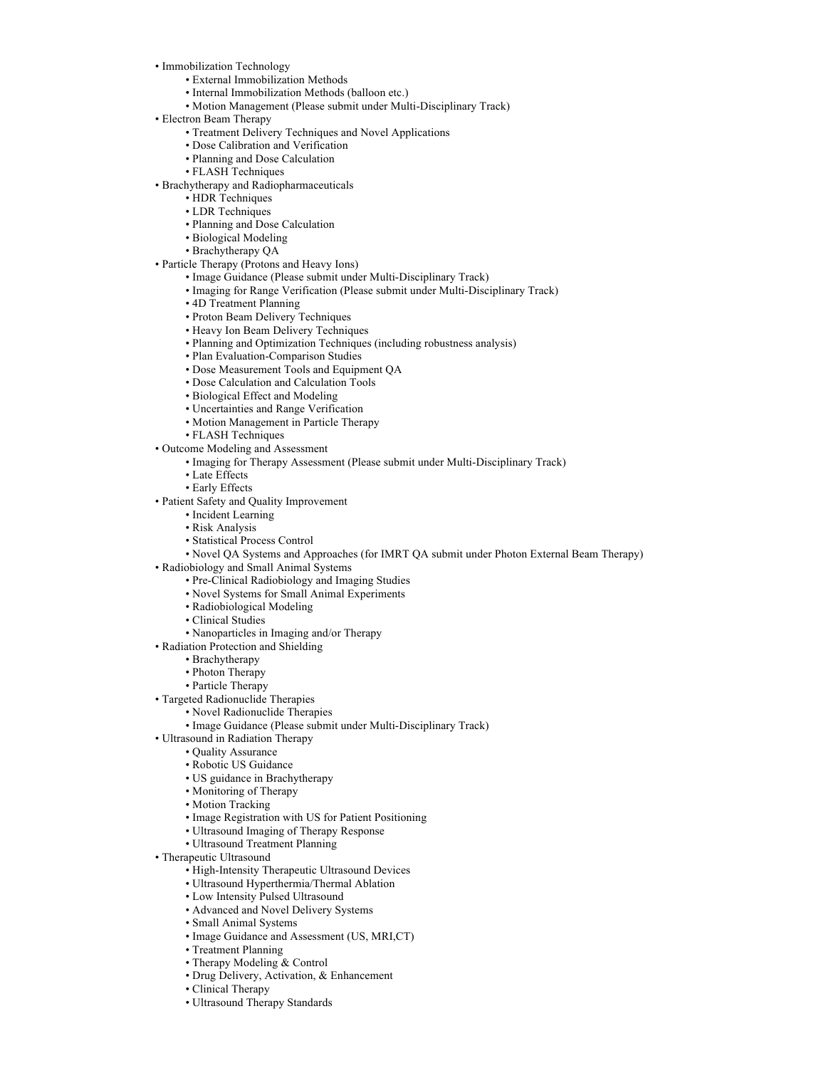- Immobilization Technology
    - External Immobilization Methods
    - Internal Immobilization Methods (balloon etc.)
    - Motion Management (Please submit under Multi-Disciplinary Track)
- Electron Beam Therapy
    - Treatment Delivery Techniques and Novel Applications
    - Dose Calibration and Verification
    - Planning and Dose Calculation
    - FLASH Techniques
- Brachytherapy and Radiopharmaceuticals
    - HDR Techniques
    - LDR Techniques
    - Planning and Dose Calculation
    - Biological Modeling
    - Brachytherapy QA
- Particle Therapy (Protons and Heavy Ions)
    - Image Guidance (Please submit under Multi-Disciplinary Track)
    - Imaging for Range Verification (Please submit under Multi-Disciplinary Track)
    - 4D Treatment Planning
    - Proton Beam Delivery Techniques
    - Heavy Ion Beam Delivery Techniques
    - Planning and Optimization Techniques (including robustness analysis)
    - Plan Evaluation-Comparison Studies
    - Dose Measurement Tools and Equipment QA
    - Dose Calculation and Calculation Tools
    - Biological Effect and Modeling
    - Uncertainties and Range Verification
    - Motion Management in Particle Therapy
    - FLASH Techniques
- Outcome Modeling and Assessment
    - Imaging for Therapy Assessment (Please submit under Multi-Disciplinary Track)
    - Late Effects
    - Early Effects
- Patient Safety and Quality Improvement
    - Incident Learning
    - Risk Analysis
    - Statistical Process Control
    - Novel QA Systems and Approaches (for IMRT QA submit under Photon External Beam Therapy)
- Radiobiology and Small Animal Systems
    - Pre-Clinical Radiobiology and Imaging Studies
    - Novel Systems for Small Animal Experiments
    - Radiobiological Modeling
    - Clinical Studies
    - Nanoparticles in Imaging and/or Therapy
- Radiation Protection and Shielding
    - Brachytherapy
    - Photon Therapy
    - Particle Therapy
- Targeted Radionuclide Therapies
    - Novel Radionuclide Therapies
    - Image Guidance (Please submit under Multi-Disciplinary Track)
- Ultrasound in Radiation Therapy
    - Quality Assurance
    - Robotic US Guidance
    - US guidance in Brachytherapy
    - Monitoring of Therapy
    - Motion Tracking
    - Image Registration with US for Patient Positioning
    - Ultrasound Imaging of Therapy Response
    - Ultrasound Treatment Planning
- Therapeutic Ultrasound
    - High-Intensity Therapeutic Ultrasound Devices
    - Ultrasound Hyperthermia/Thermal Ablation
    - Low Intensity Pulsed Ultrasound
    - Advanced and Novel Delivery Systems
    - Small Animal Systems
    - Image Guidance and Assessment (US, MRI,CT)
    - Treatment Planning
    - Therapy Modeling & Control
    - Drug Delivery, Activation, & Enhancement
    - Clinical Therapy
    - Ultrasound Therapy Standards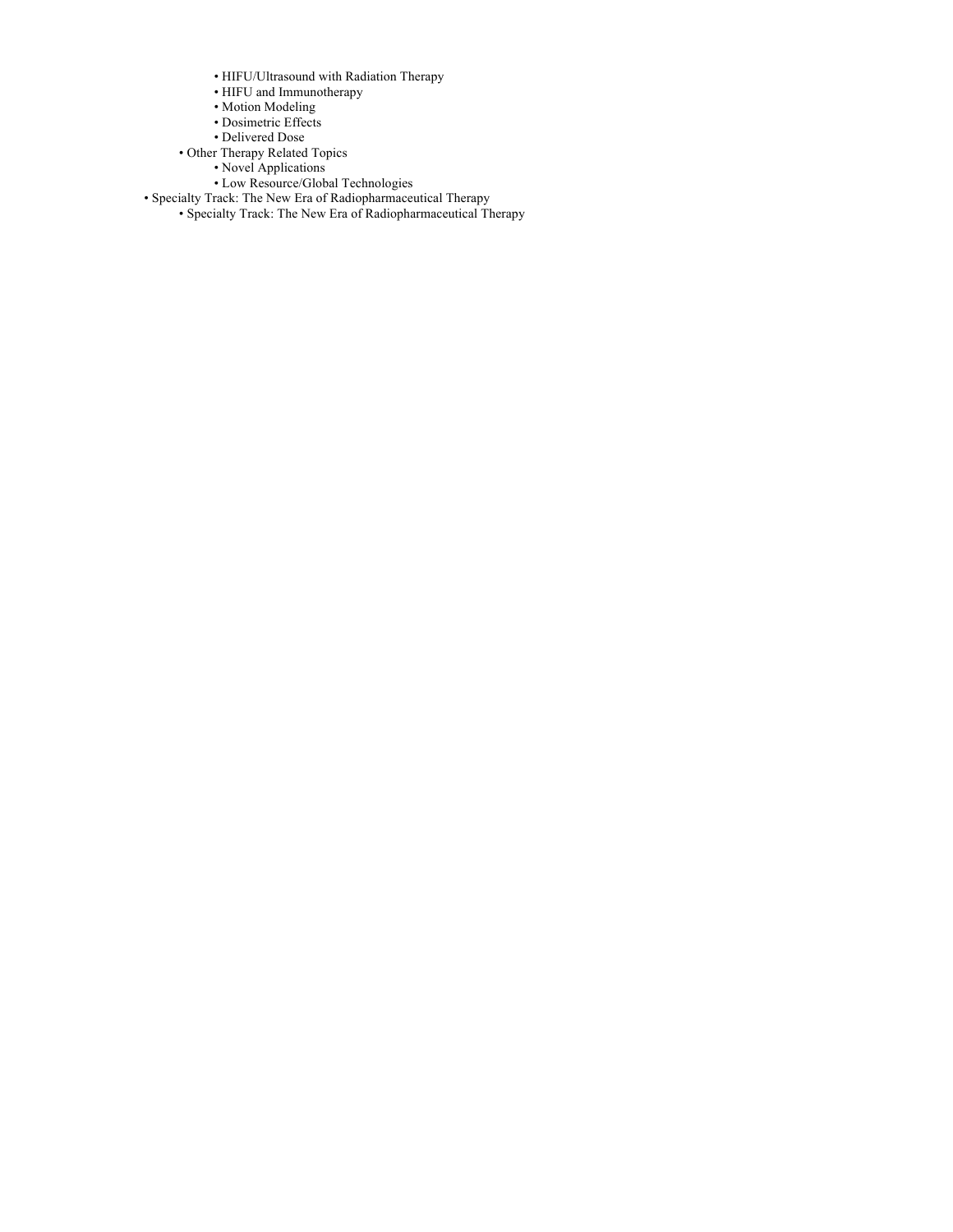- HIFU/Ultrasound with Radiation Therapy
        - HIFU and Immunotherapy
        - Motion Modeling
        - Dosimetric Effects
        - Delivered Dose
    - Other Therapy Related Topics
        - Novel Applications
        - Low Resource/Global Technologies
- Specialty Track: The New Era of Radiopharmaceutical Therapy
    - Specialty Track: The New Era of Radiopharmaceutical Therapy